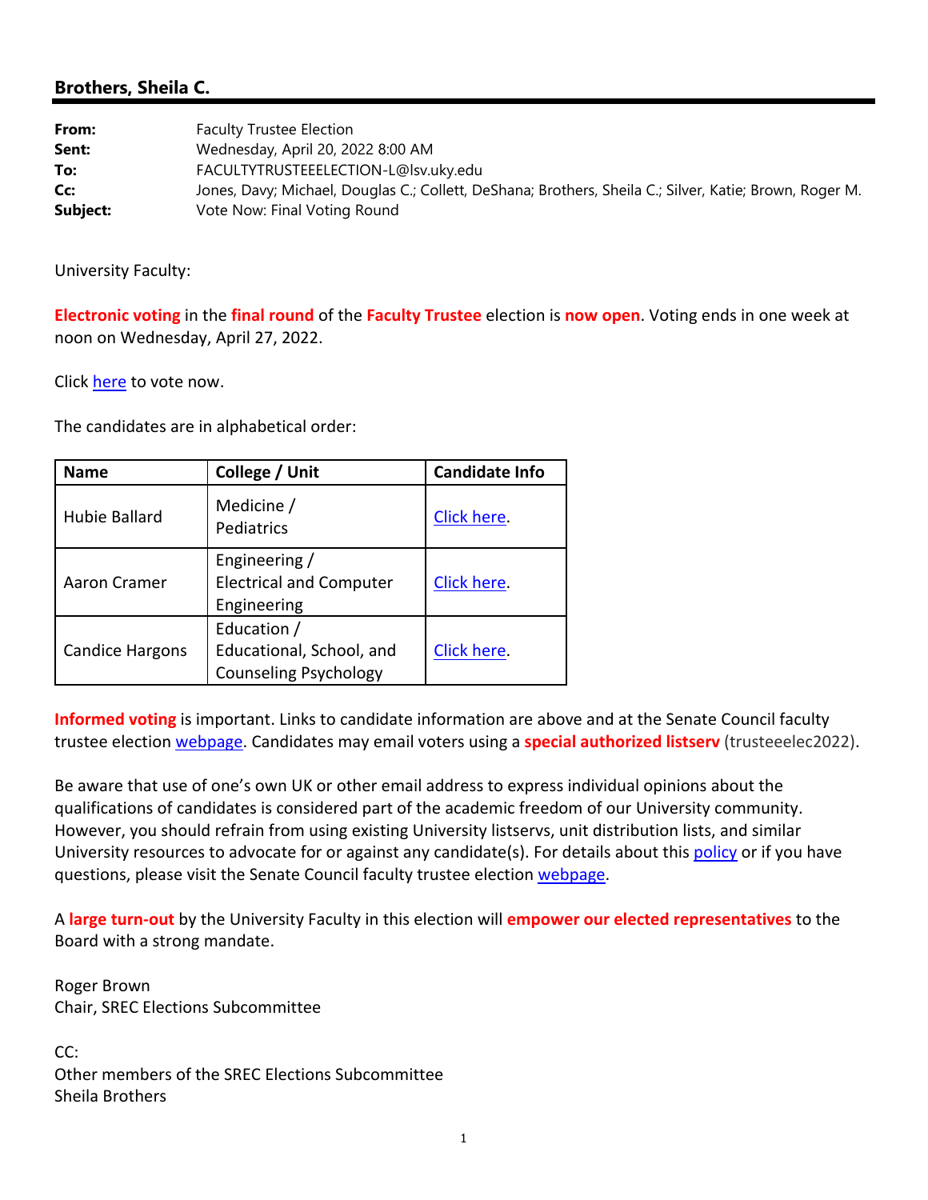## Brothers, Sheila C.

**From:** Faculty Trustee Election
**Sent:** Wednesday, April 20, 2022 8:00 AM
**To:** FACULTYTRUSTEEELECTION-L@lsv.uky.edu
**Cc:** Jones, Davy; Michael, Douglas C.; Collett, DeShana; Brothers, Sheila C.; Silver, Katie; Brown, Roger M.
**Subject:** Vote Now: Final Voting Round

University Faculty:

**Electronic voting** in the **final round** of the **Faculty Trustee** election is **now open**. Voting ends in one week at noon on Wednesday, April 27, 2022.

Click here to vote now.

The candidates are in alphabetical order:

| Name | College / Unit | Candidate Info |
|---|---|---|
| Hubie Ballard | Medicine / Pediatrics | Click here. |
| Aaron Cramer | Engineering / Electrical and Computer Engineering | Click here. |
| Candice Hargons | Education / Educational, School, and Counseling Psychology | Click here. |

**Informed voting** is important. Links to candidate information are above and at the Senate Council faculty trustee election webpage. Candidates may email voters using a **special authorized listserv** (trusteeelec2022).

Be aware that use of one's own UK or other email address to express individual opinions about the qualifications of candidates is considered part of the academic freedom of our University community. However, you should refrain from using existing University listservs, unit distribution lists, and similar University resources to advocate for or against any candidate(s). For details about this policy or if you have questions, please visit the Senate Council faculty trustee election webpage.

A **large turn-out** by the University Faculty in this election will **empower our elected representatives** to the Board with a strong mandate.

Roger Brown
Chair, SREC Elections Subcommittee

CC:
Other members of the SREC Elections Subcommittee
Sheila Brothers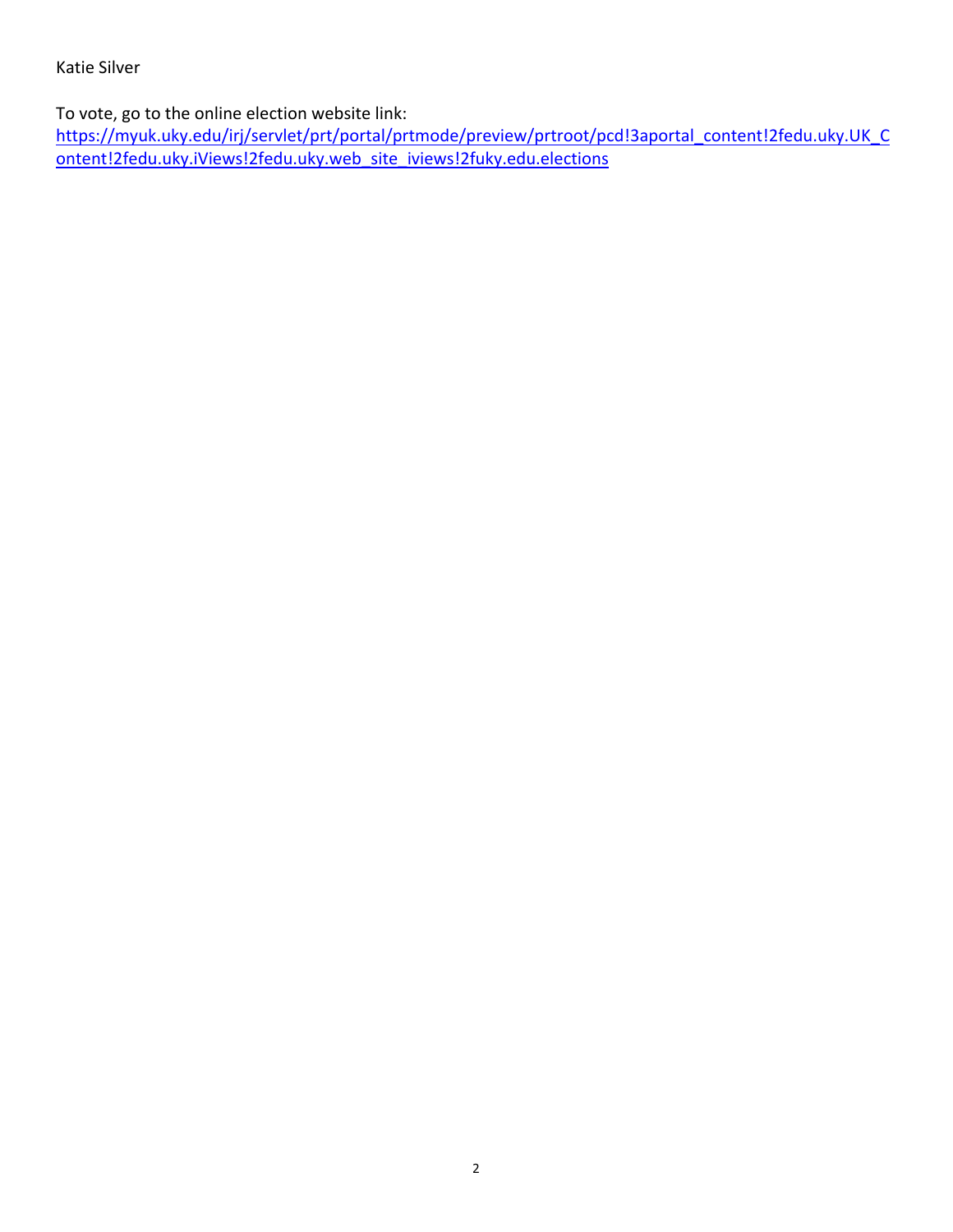Katie Silver

To vote, go to the online election website link:
https://myuk.uky.edu/irj/servlet/prt/portal/prtmode/preview/prtroot/pcd!3aportal_content!2fedu.uky.UK_Content!2fedu.uky.iViews!2fedu.uky.web_site_iviews!2fuky.edu.elections